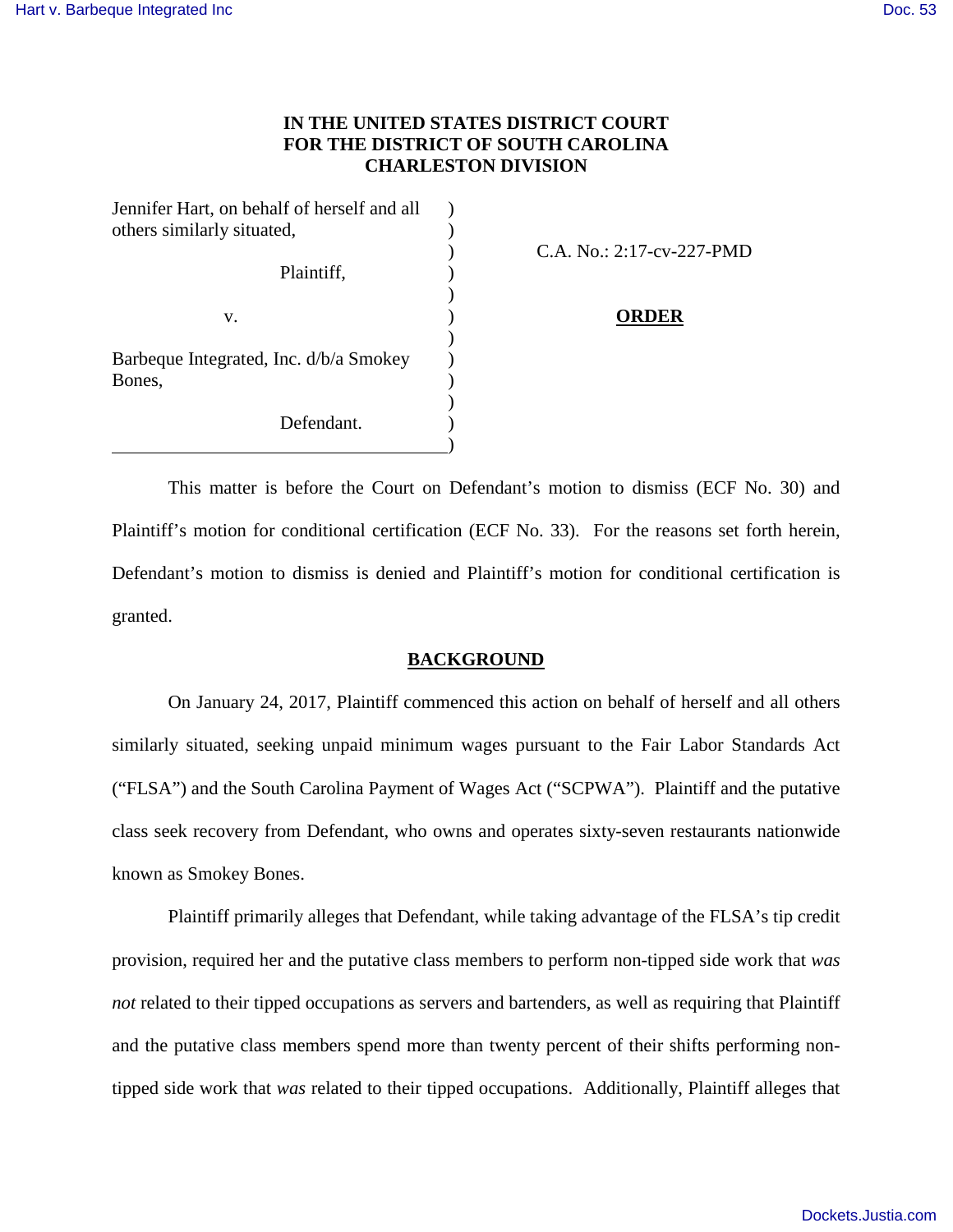**IN THE UNITED STATES DISTRICT COURT**
**FOR THE DISTRICT OF SOUTH CAROLINA**
**CHARLESTON DIVISION**

| | |
|---|---|
| Jennifer Hart, on behalf of herself and all others similarly situated, | C.A. No.: 2:17-cv-227-PMD |
| Plaintiff, | |
| v. | **ORDER** |
| Barbeque Integrated, Inc. d/b/a Smokey Bones, | |
| Defendant. | |

This matter is before the Court on Defendant's motion to dismiss (ECF No. 30) and Plaintiff's motion for conditional certification (ECF No. 33). For the reasons set forth herein, Defendant's motion to dismiss is denied and Plaintiff's motion for conditional certification is granted.

## BACKGROUND

On January 24, 2017, Plaintiff commenced this action on behalf of herself and all others similarly situated, seeking unpaid minimum wages pursuant to the Fair Labor Standards Act ("FLSA") and the South Carolina Payment of Wages Act ("SCPWA"). Plaintiff and the putative class seek recovery from Defendant, who owns and operates sixty-seven restaurants nationwide known as Smokey Bones.

Plaintiff primarily alleges that Defendant, while taking advantage of the FLSA's tip credit provision, required her and the putative class members to perform non-tipped side work that *was not* related to their tipped occupations as servers and bartenders, as well as requiring that Plaintiff and the putative class members spend more than twenty percent of their shifts performing non-tipped side work that *was* related to their tipped occupations. Additionally, Plaintiff alleges that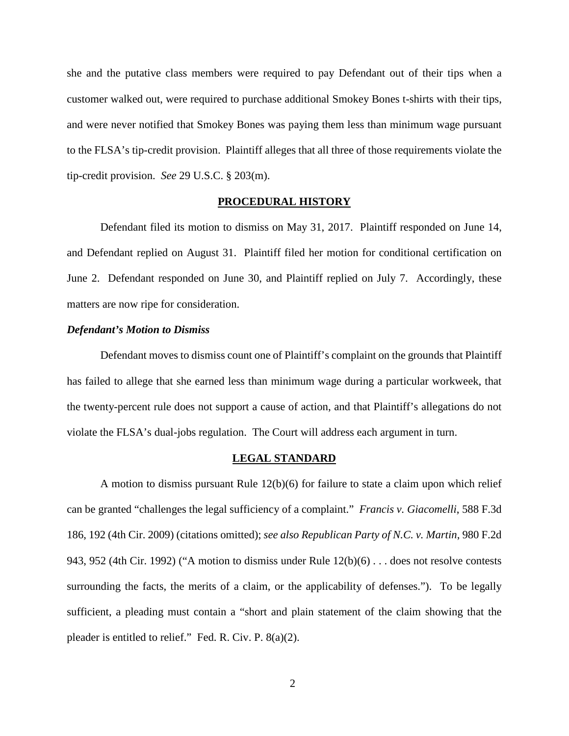she and the putative class members were required to pay Defendant out of their tips when a customer walked out, were required to purchase additional Smokey Bones t-shirts with their tips, and were never notified that Smokey Bones was paying them less than minimum wage pursuant to the FLSA's tip-credit provision. Plaintiff alleges that all three of those requirements violate the tip-credit provision. *See* 29 U.S.C. § 203(m).

## PROCEDURAL HISTORY

Defendant filed its motion to dismiss on May 31, 2017. Plaintiff responded on June 14, and Defendant replied on August 31. Plaintiff filed her motion for conditional certification on June 2. Defendant responded on June 30, and Plaintiff replied on July 7. Accordingly, these matters are now ripe for consideration.

### *Defendant's Motion to Dismiss*

Defendant moves to dismiss count one of Plaintiff's complaint on the grounds that Plaintiff has failed to allege that she earned less than minimum wage during a particular workweek, that the twenty-percent rule does not support a cause of action, and that Plaintiff's allegations do not violate the FLSA's dual-jobs regulation. The Court will address each argument in turn.

## LEGAL STANDARD

A motion to dismiss pursuant Rule 12(b)(6) for failure to state a claim upon which relief can be granted "challenges the legal sufficiency of a complaint." *Francis v. Giacomelli*, 588 F.3d 186, 192 (4th Cir. 2009) (citations omitted); *see also Republican Party of N.C. v. Martin*, 980 F.2d 943, 952 (4th Cir. 1992) ("A motion to dismiss under Rule 12(b)(6) . . . does not resolve contests surrounding the facts, the merits of a claim, or the applicability of defenses."). To be legally sufficient, a pleading must contain a "short and plain statement of the claim showing that the pleader is entitled to relief." Fed. R. Civ. P. 8(a)(2).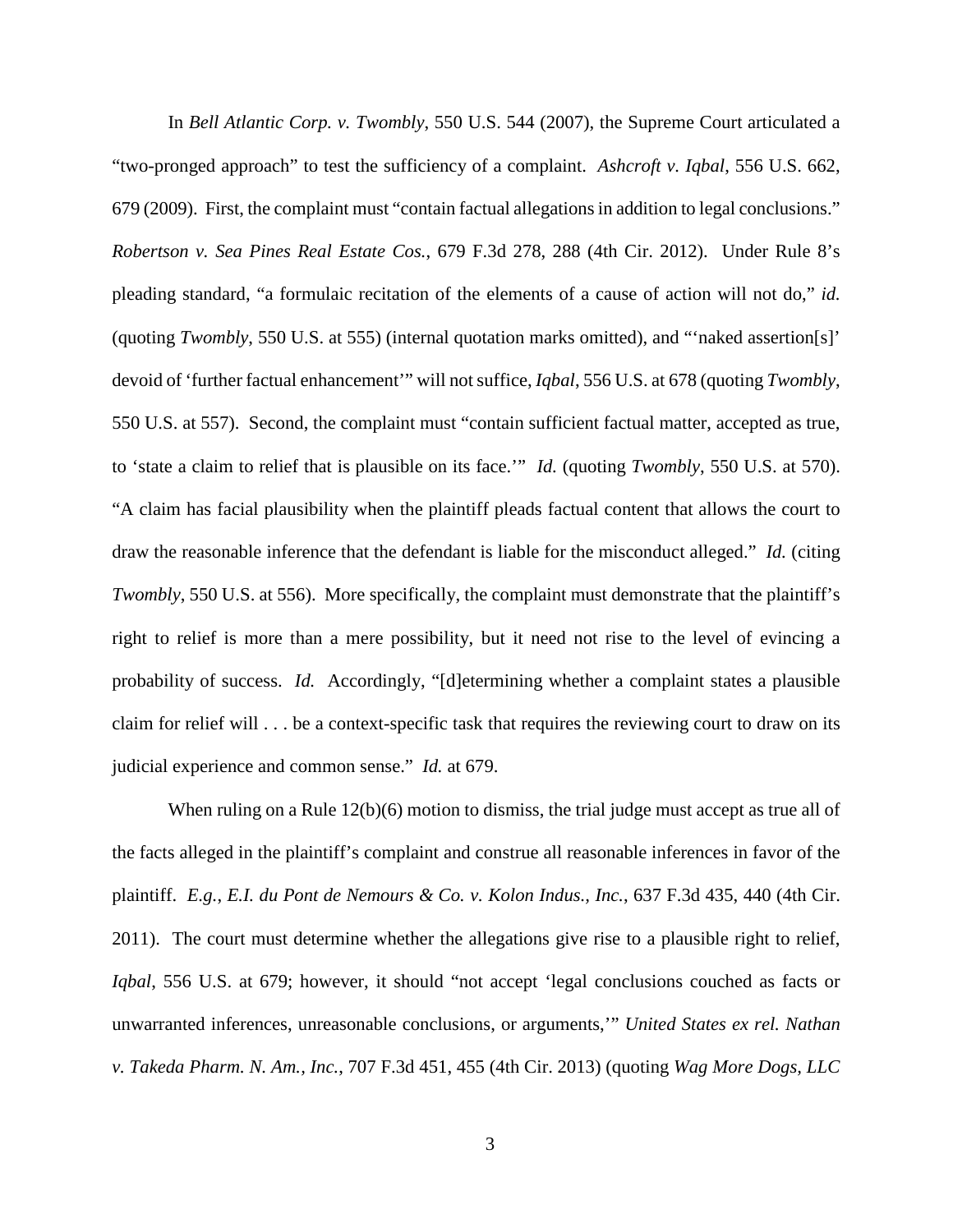In *Bell Atlantic Corp. v. Twombly*, 550 U.S. 544 (2007), the Supreme Court articulated a "two-pronged approach" to test the sufficiency of a complaint. *Ashcroft v. Iqbal*, 556 U.S. 662, 679 (2009). First, the complaint must "contain factual allegations in addition to legal conclusions." *Robertson v. Sea Pines Real Estate Cos.*, 679 F.3d 278, 288 (4th Cir. 2012). Under Rule 8's pleading standard, "a formulaic recitation of the elements of a cause of action will not do," *id.* (quoting *Twombly*, 550 U.S. at 555) (internal quotation marks omitted), and "'naked assertion[s]' devoid of 'further factual enhancement'" will not suffice, *Iqbal*, 556 U.S. at 678 (quoting *Twombly*, 550 U.S. at 557). Second, the complaint must "contain sufficient factual matter, accepted as true, to 'state a claim to relief that is plausible on its face.'" *Id.* (quoting *Twombly*, 550 U.S. at 570). "A claim has facial plausibility when the plaintiff pleads factual content that allows the court to draw the reasonable inference that the defendant is liable for the misconduct alleged." *Id.* (citing *Twombly*, 550 U.S. at 556). More specifically, the complaint must demonstrate that the plaintiff's right to relief is more than a mere possibility, but it need not rise to the level of evincing a probability of success. *Id.* Accordingly, "[d]etermining whether a complaint states a plausible claim for relief will . . . be a context-specific task that requires the reviewing court to draw on its judicial experience and common sense." *Id.* at 679.

When ruling on a Rule 12(b)(6) motion to dismiss, the trial judge must accept as true all of the facts alleged in the plaintiff's complaint and construe all reasonable inferences in favor of the plaintiff. *E.g.*, *E.I. du Pont de Nemours & Co. v. Kolon Indus., Inc.*, 637 F.3d 435, 440 (4th Cir. 2011). The court must determine whether the allegations give rise to a plausible right to relief, *Iqbal*, 556 U.S. at 679; however, it should "not accept 'legal conclusions couched as facts or unwarranted inferences, unreasonable conclusions, or arguments,'" *United States ex rel. Nathan v. Takeda Pharm. N. Am., Inc.*, 707 F.3d 451, 455 (4th Cir. 2013) (quoting *Wag More Dogs, LLC*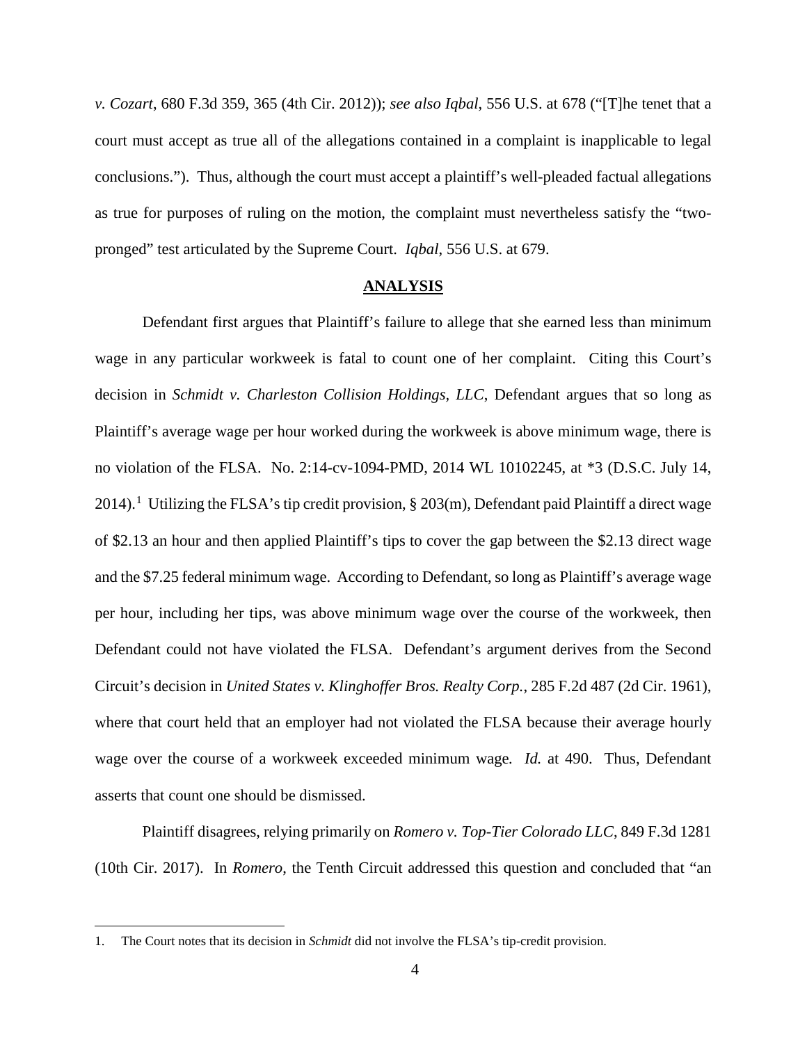*v. Cozart*, 680 F.3d 359, 365 (4th Cir. 2012)); *see also Iqbal*, 556 U.S. at 678 ("[T]he tenet that a court must accept as true all of the allegations contained in a complaint is inapplicable to legal conclusions."). Thus, although the court must accept a plaintiff's well-pleaded factual allegations as true for purposes of ruling on the motion, the complaint must nevertheless satisfy the "two-pronged" test articulated by the Supreme Court. *Iqbal*, 556 U.S. at 679.

## ANALYSIS

Defendant first argues that Plaintiff's failure to allege that she earned less than minimum wage in any particular workweek is fatal to count one of her complaint. Citing this Court's decision in *Schmidt v. Charleston Collision Holdings, LLC*, Defendant argues that so long as Plaintiff's average wage per hour worked during the workweek is above minimum wage, there is no violation of the FLSA. No. 2:14-cv-1094-PMD, 2014 WL 10102245, at *3 (D.S.C. July 14, 2014).[1] Utilizing the FLSA's tip credit provision, § 203(m), Defendant paid Plaintiff a direct wage of $2.13 an hour and then applied Plaintiff's tips to cover the gap between the $2.13 direct wage and the $7.25 federal minimum wage. According to Defendant, so long as Plaintiff's average wage per hour, including her tips, was above minimum wage over the course of the workweek, then Defendant could not have violated the FLSA. Defendant's argument derives from the Second Circuit's decision in *United States v. Klinghoffer Bros. Realty Corp.*, 285 F.2d 487 (2d Cir. 1961), where that court held that an employer had not violated the FLSA because their average hourly wage over the course of a workweek exceeded minimum wage. *Id.* at 490. Thus, Defendant asserts that count one should be dismissed.

Plaintiff disagrees, relying primarily on *Romero v. Top-Tier Colorado LLC*, 849 F.3d 1281 (10th Cir. 2017). In *Romero*, the Tenth Circuit addressed this question and concluded that "an

---

1. The Court notes that its decision in *Schmidt* did not involve the FLSA's tip-credit provision.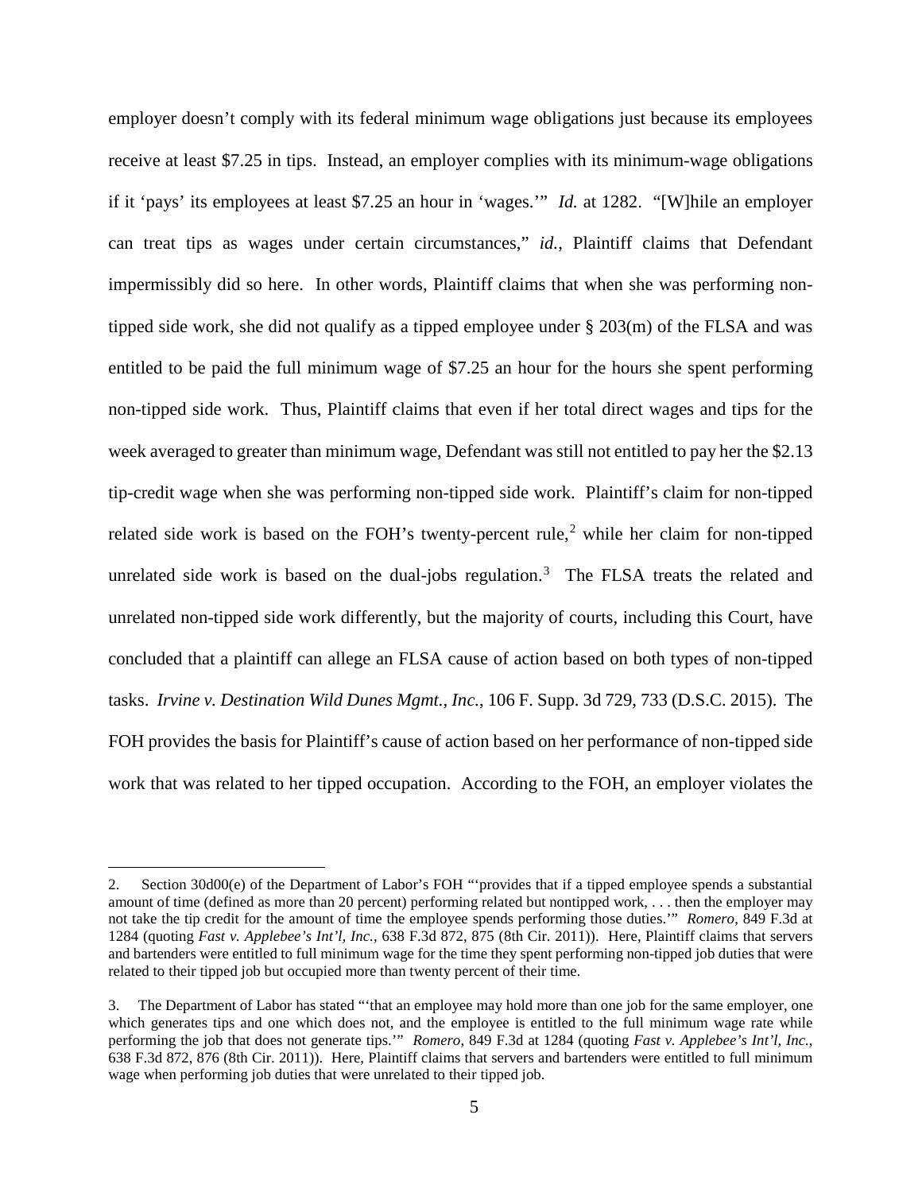employer doesn't comply with its federal minimum wage obligations just because its employees receive at least $7.25 in tips. Instead, an employer complies with its minimum-wage obligations if it 'pays' its employees at least $7.25 an hour in 'wages.'" *Id.* at 1282. "[W]hile an employer can treat tips as wages under certain circumstances," *id.*, Plaintiff claims that Defendant impermissibly did so here. In other words, Plaintiff claims that when she was performing non-tipped side work, she did not qualify as a tipped employee under § 203(m) of the FLSA and was entitled to be paid the full minimum wage of $7.25 an hour for the hours she spent performing non-tipped side work. Thus, Plaintiff claims that even if her total direct wages and tips for the week averaged to greater than minimum wage, Defendant was still not entitled to pay her the $2.13 tip-credit wage when she was performing non-tipped side work. Plaintiff's claim for non-tipped related side work is based on the FOH's twenty-percent rule,[2] while her claim for non-tipped unrelated side work is based on the dual-jobs regulation.[3] The FLSA treats the related and unrelated non-tipped side work differently, but the majority of courts, including this Court, have concluded that a plaintiff can allege an FLSA cause of action based on both types of non-tipped tasks. *Irvine v. Destination Wild Dunes Mgmt., Inc.*, 106 F. Supp. 3d 729, 733 (D.S.C. 2015). The FOH provides the basis for Plaintiff's cause of action based on her performance of non-tipped side work that was related to her tipped occupation. According to the FOH, an employer violates the

---

2. Section 30d00(e) of the Department of Labor's FOH "'provides that if a tipped employee spends a substantial amount of time (defined as more than 20 percent) performing related but nontipped work, . . . then the employer may not take the tip credit for the amount of time the employee spends performing those duties.'" *Romero*, 849 F.3d at 1284 (quoting *Fast v. Applebee's Int'l, Inc.*, 638 F.3d 872, 875 (8th Cir. 2011)). Here, Plaintiff claims that servers and bartenders were entitled to full minimum wage for the time they spent performing non-tipped job duties that were related to their tipped job but occupied more than twenty percent of their time.

3. The Department of Labor has stated "'that an employee may hold more than one job for the same employer, one which generates tips and one which does not, and the employee is entitled to the full minimum wage rate while performing the job that does not generate tips.'" *Romero*, 849 F.3d at 1284 (quoting *Fast v. Applebee's Int'l, Inc.*, 638 F.3d 872, 876 (8th Cir. 2011)). Here, Plaintiff claims that servers and bartenders were entitled to full minimum wage when performing job duties that were unrelated to their tipped job.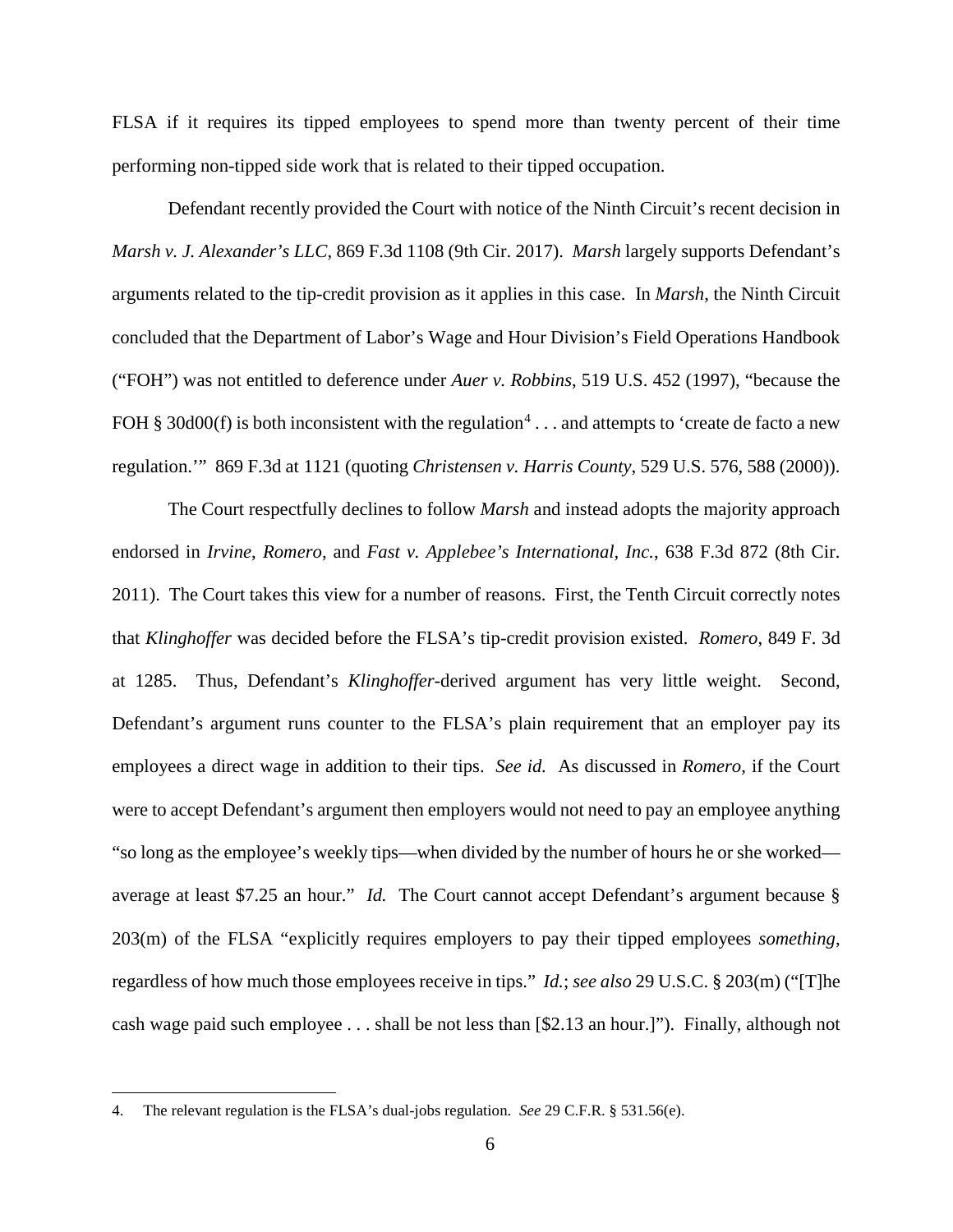FLSA if it requires its tipped employees to spend more than twenty percent of their time performing non-tipped side work that is related to their tipped occupation.

Defendant recently provided the Court with notice of the Ninth Circuit's recent decision in *Marsh v. J. Alexander's LLC*, 869 F.3d 1108 (9th Cir. 2017). *Marsh* largely supports Defendant's arguments related to the tip-credit provision as it applies in this case. In *Marsh*, the Ninth Circuit concluded that the Department of Labor's Wage and Hour Division's Field Operations Handbook ("FOH") was not entitled to deference under *Auer v. Robbins*, 519 U.S. 452 (1997), "because the FOH § 30d00(f) is both inconsistent with the regulation[4] . . . and attempts to 'create de facto a new regulation.'" 869 F.3d at 1121 (quoting *Christensen v. Harris County*, 529 U.S. 576, 588 (2000)).

The Court respectfully declines to follow *Marsh* and instead adopts the majority approach endorsed in *Irvine*, *Romero*, and *Fast v. Applebee's International, Inc.*, 638 F.3d 872 (8th Cir. 2011). The Court takes this view for a number of reasons. First, the Tenth Circuit correctly notes that *Klinghoffer* was decided before the FLSA's tip-credit provision existed. *Romero*, 849 F. 3d at 1285. Thus, Defendant's *Klinghoffer*-derived argument has very little weight. Second, Defendant's argument runs counter to the FLSA's plain requirement that an employer pay its employees a direct wage in addition to their tips. *See id.* As discussed in *Romero*, if the Court were to accept Defendant's argument then employers would not need to pay an employee anything "so long as the employee's weekly tips—when divided by the number of hours he or she worked—average at least $7.25 an hour." *Id.* The Court cannot accept Defendant's argument because § 203(m) of the FLSA "explicitly requires employers to pay their tipped employees *something*, regardless of how much those employees receive in tips." *Id.*; *see also* 29 U.S.C. § 203(m) ("[T]he cash wage paid such employee . . . shall be not less than [$2.13 an hour.]"). Finally, although not

---

4. The relevant regulation is the FLSA's dual-jobs regulation. *See* 29 C.F.R. § 531.56(e).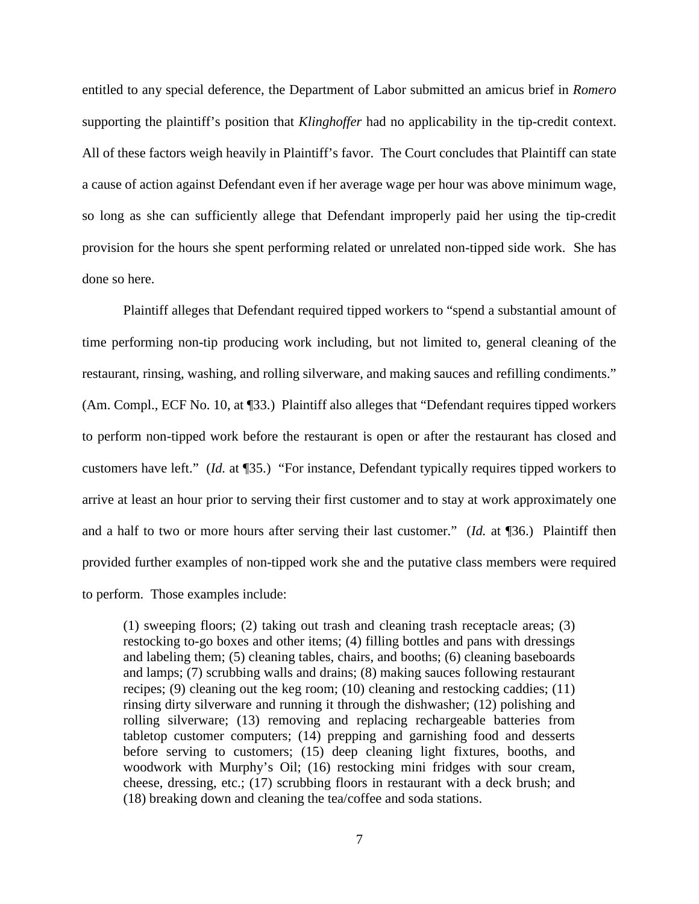entitled to any special deference, the Department of Labor submitted an amicus brief in *Romero* supporting the plaintiff's position that *Klinghoffer* had no applicability in the tip-credit context. All of these factors weigh heavily in Plaintiff's favor. The Court concludes that Plaintiff can state a cause of action against Defendant even if her average wage per hour was above minimum wage, so long as she can sufficiently allege that Defendant improperly paid her using the tip-credit provision for the hours she spent performing related or unrelated non-tipped side work. She has done so here.

Plaintiff alleges that Defendant required tipped workers to "spend a substantial amount of time performing non-tip producing work including, but not limited to, general cleaning of the restaurant, rinsing, washing, and rolling silverware, and making sauces and refilling condiments." (Am. Compl., ECF No. 10, at ¶33.) Plaintiff also alleges that "Defendant requires tipped workers to perform non-tipped work before the restaurant is open or after the restaurant has closed and customers have left." (*Id.* at ¶35.) "For instance, Defendant typically requires tipped workers to arrive at least an hour prior to serving their first customer and to stay at work approximately one and a half to two or more hours after serving their last customer." (*Id.* at ¶36.) Plaintiff then provided further examples of non-tipped work she and the putative class members were required to perform. Those examples include:

> (1) sweeping floors; (2) taking out trash and cleaning trash receptacle areas; (3) restocking to-go boxes and other items; (4) filling bottles and pans with dressings and labeling them; (5) cleaning tables, chairs, and booths; (6) cleaning baseboards and lamps; (7) scrubbing walls and drains; (8) making sauces following restaurant recipes; (9) cleaning out the keg room; (10) cleaning and restocking caddies; (11) rinsing dirty silverware and running it through the dishwasher; (12) polishing and rolling silverware; (13) removing and replacing rechargeable batteries from tabletop customer computers; (14) prepping and garnishing food and desserts before serving to customers; (15) deep cleaning light fixtures, booths, and woodwork with Murphy's Oil; (16) restocking mini fridges with sour cream, cheese, dressing, etc.; (17) scrubbing floors in restaurant with a deck brush; and (18) breaking down and cleaning the tea/coffee and soda stations.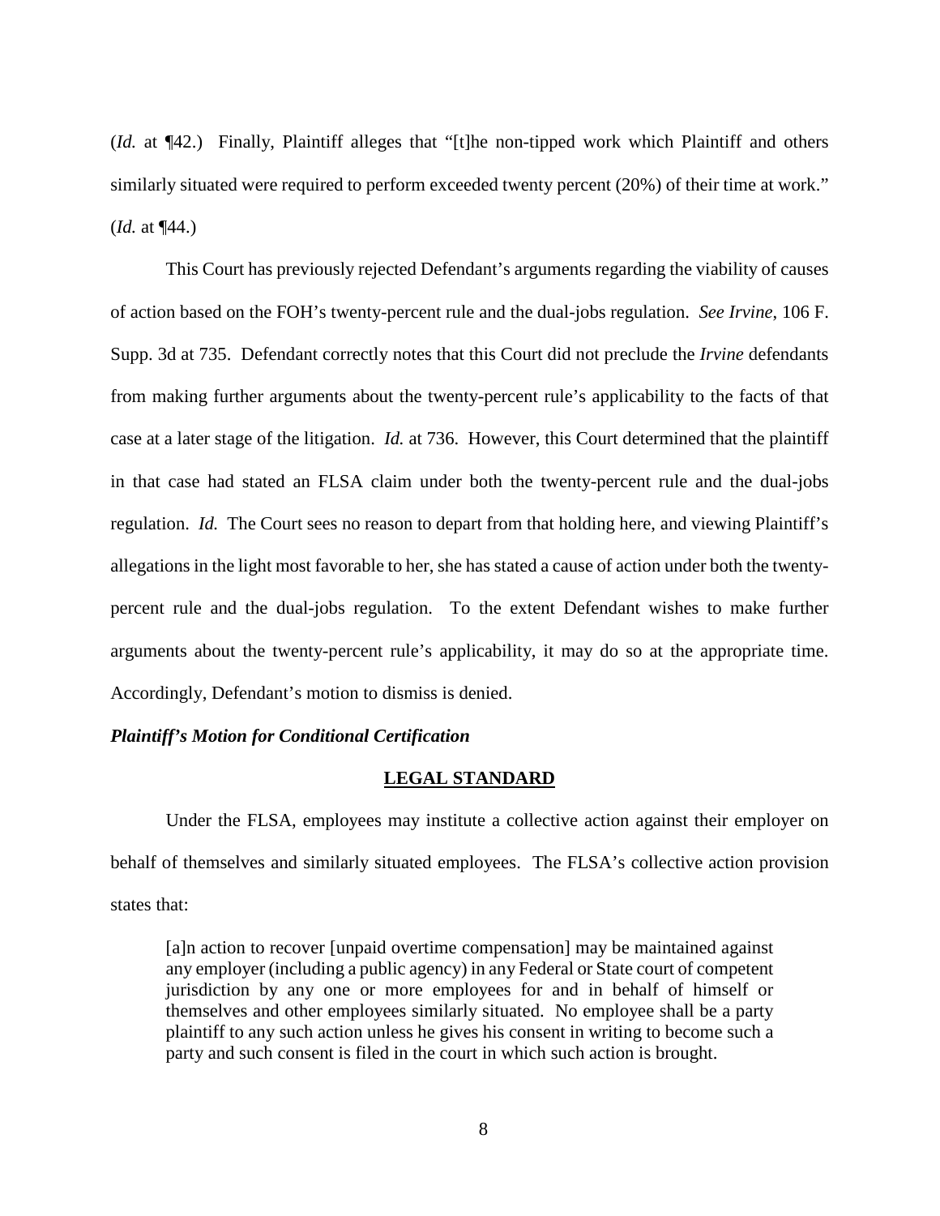(*Id.* at ¶42.) Finally, Plaintiff alleges that "[t]he non-tipped work which Plaintiff and others similarly situated were required to perform exceeded twenty percent (20%) of their time at work." (*Id.* at ¶44.)

This Court has previously rejected Defendant's arguments regarding the viability of causes of action based on the FOH's twenty-percent rule and the dual-jobs regulation. *See Irvine*, 106 F. Supp. 3d at 735. Defendant correctly notes that this Court did not preclude the *Irvine* defendants from making further arguments about the twenty-percent rule's applicability to the facts of that case at a later stage of the litigation. *Id.* at 736. However, this Court determined that the plaintiff in that case had stated an FLSA claim under both the twenty-percent rule and the dual-jobs regulation. *Id.* The Court sees no reason to depart from that holding here, and viewing Plaintiff's allegations in the light most favorable to her, she has stated a cause of action under both the twenty-percent rule and the dual-jobs regulation. To the extent Defendant wishes to make further arguments about the twenty-percent rule's applicability, it may do so at the appropriate time. Accordingly, Defendant's motion to dismiss is denied.

***Plaintiff's Motion for Conditional Certification***

## LEGAL STANDARD

Under the FLSA, employees may institute a collective action against their employer on behalf of themselves and similarly situated employees. The FLSA's collective action provision states that:

> [a]n action to recover [unpaid overtime compensation] may be maintained against any employer (including a public agency) in any Federal or State court of competent jurisdiction by any one or more employees for and in behalf of himself or themselves and other employees similarly situated. No employee shall be a party plaintiff to any such action unless he gives his consent in writing to become such a party and such consent is filed in the court in which such action is brought.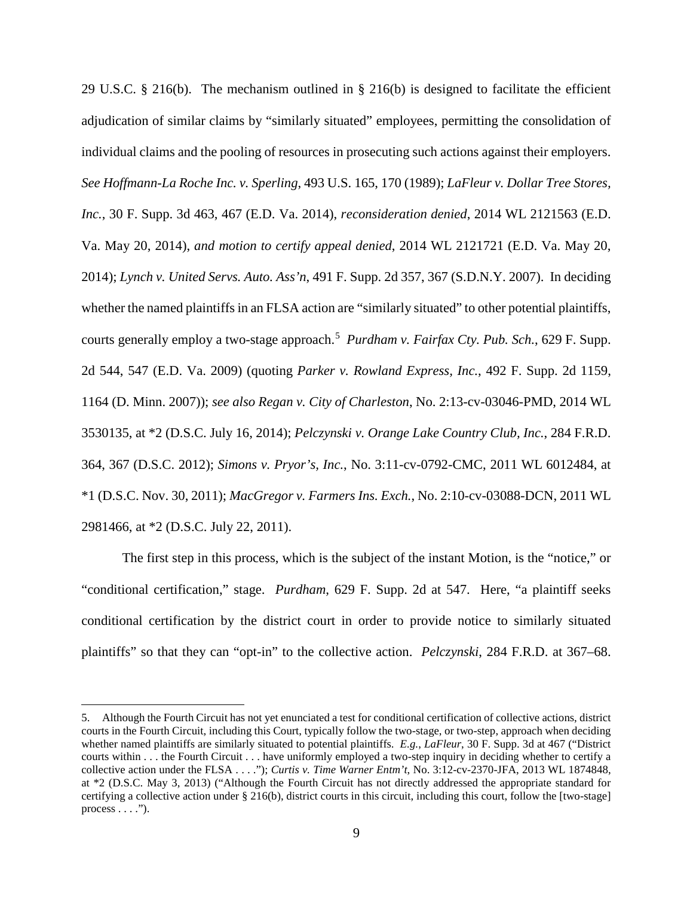29 U.S.C. § 216(b). The mechanism outlined in § 216(b) is designed to facilitate the efficient adjudication of similar claims by "similarly situated" employees, permitting the consolidation of individual claims and the pooling of resources in prosecuting such actions against their employers. *See Hoffmann-La Roche Inc. v. Sperling*, 493 U.S. 165, 170 (1989); *LaFleur v. Dollar Tree Stores, Inc.*, 30 F. Supp. 3d 463, 467 (E.D. Va. 2014), *reconsideration denied*, 2014 WL 2121563 (E.D. Va. May 20, 2014), *and motion to certify appeal denied*, 2014 WL 2121721 (E.D. Va. May 20, 2014); *Lynch v. United Servs. Auto. Ass'n*, 491 F. Supp. 2d 357, 367 (S.D.N.Y. 2007). In deciding whether the named plaintiffs in an FLSA action are "similarly situated" to other potential plaintiffs, courts generally employ a two-stage approach.[5] *Purdham v. Fairfax Cty. Pub. Sch.*, 629 F. Supp. 2d 544, 547 (E.D. Va. 2009) (quoting *Parker v. Rowland Express, Inc.*, 492 F. Supp. 2d 1159, 1164 (D. Minn. 2007)); *see also Regan v. City of Charleston*, No. 2:13-cv-03046-PMD, 2014 WL 3530135, at *2 (D.S.C. July 16, 2014); *Pelczynski v. Orange Lake Country Club, Inc.*, 284 F.R.D. 364, 367 (D.S.C. 2012); *Simons v. Pryor's, Inc.*, No. 3:11-cv-0792-CMC, 2011 WL 6012484, at *1 (D.S.C. Nov. 30, 2011); *MacGregor v. Farmers Ins. Exch.*, No. 2:10-cv-03088-DCN, 2011 WL 2981466, at *2 (D.S.C. July 22, 2011).

The first step in this process, which is the subject of the instant Motion, is the "notice," or "conditional certification," stage. *Purdham*, 629 F. Supp. 2d at 547. Here, "a plaintiff seeks conditional certification by the district court in order to provide notice to similarly situated plaintiffs" so that they can "opt-in" to the collective action. *Pelczynski*, 284 F.R.D. at 367–68.

---

5. Although the Fourth Circuit has not yet enunciated a test for conditional certification of collective actions, district courts in the Fourth Circuit, including this Court, typically follow the two-stage, or two-step, approach when deciding whether named plaintiffs are similarly situated to potential plaintiffs. *E.g.*, *LaFleur*, 30 F. Supp. 3d at 467 ("District courts within . . . the Fourth Circuit . . . have uniformly employed a two-step inquiry in deciding whether to certify a collective action under the FLSA . . . ."); *Curtis v. Time Warner Entm't*, No. 3:12-cv-2370-JFA, 2013 WL 1874848, at *2 (D.S.C. May 3, 2013) ("Although the Fourth Circuit has not directly addressed the appropriate standard for certifying a collective action under § 216(b), district courts in this circuit, including this court, follow the [two-stage] process . . . .").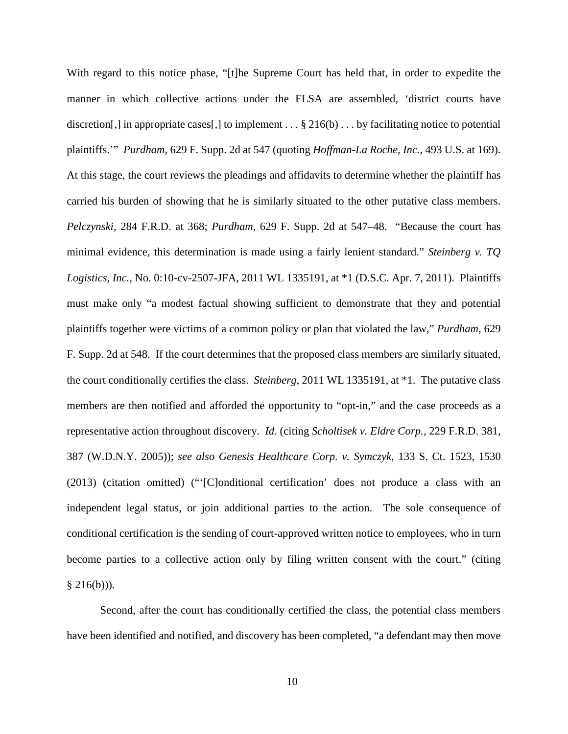With regard to this notice phase, "[t]he Supreme Court has held that, in order to expedite the manner in which collective actions under the FLSA are assembled, 'district courts have discretion[,] in appropriate cases[,] to implement . . . § 216(b) . . . by facilitating notice to potential plaintiffs.'" *Purdham*, 629 F. Supp. 2d at 547 (quoting *Hoffman-La Roche, Inc.*, 493 U.S. at 169). At this stage, the court reviews the pleadings and affidavits to determine whether the plaintiff has carried his burden of showing that he is similarly situated to the other putative class members. *Pelczynski*, 284 F.R.D. at 368; *Purdham*, 629 F. Supp. 2d at 547–48. "Because the court has minimal evidence, this determination is made using a fairly lenient standard." *Steinberg v. TQ Logistics, Inc.*, No. 0:10-cv-2507-JFA, 2011 WL 1335191, at *1 (D.S.C. Apr. 7, 2011). Plaintiffs must make only "a modest factual showing sufficient to demonstrate that they and potential plaintiffs together were victims of a common policy or plan that violated the law," *Purdham*, 629 F. Supp. 2d at 548. If the court determines that the proposed class members are similarly situated, the court conditionally certifies the class. *Steinberg*, 2011 WL 1335191, at *1. The putative class members are then notified and afforded the opportunity to "opt-in," and the case proceeds as a representative action throughout discovery. *Id.* (citing *Scholtisek v. Eldre Corp.*, 229 F.R.D. 381, 387 (W.D.N.Y. 2005)); *see also Genesis Healthcare Corp. v. Symczyk*, 133 S. Ct. 1523, 1530 (2013) (citation omitted) ("'[C]onditional certification' does not produce a class with an independent legal status, or join additional parties to the action. The sole consequence of conditional certification is the sending of court-approved written notice to employees, who in turn become parties to a collective action only by filing written consent with the court." (citing § 216(b))).

Second, after the court has conditionally certified the class, the potential class members have been identified and notified, and discovery has been completed, "a defendant may then move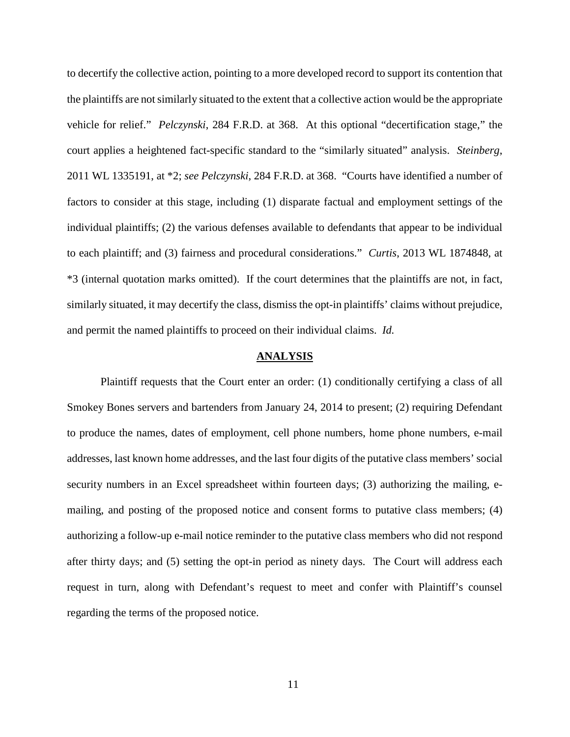to decertify the collective action, pointing to a more developed record to support its contention that the plaintiffs are not similarly situated to the extent that a collective action would be the appropriate vehicle for relief." *Pelczynski*, 284 F.R.D. at 368. At this optional "decertification stage," the court applies a heightened fact-specific standard to the "similarly situated" analysis. *Steinberg*, 2011 WL 1335191, at *2; *see Pelczynski*, 284 F.R.D. at 368. "Courts have identified a number of factors to consider at this stage, including (1) disparate factual and employment settings of the individual plaintiffs; (2) the various defenses available to defendants that appear to be individual to each plaintiff; and (3) fairness and procedural considerations." *Curtis*, 2013 WL 1874848, at *3 (internal quotation marks omitted). If the court determines that the plaintiffs are not, in fact, similarly situated, it may decertify the class, dismiss the opt-in plaintiffs' claims without prejudice, and permit the named plaintiffs to proceed on their individual claims. *Id.*

## ANALYSIS

Plaintiff requests that the Court enter an order: (1) conditionally certifying a class of all Smokey Bones servers and bartenders from January 24, 2014 to present; (2) requiring Defendant to produce the names, dates of employment, cell phone numbers, home phone numbers, e-mail addresses, last known home addresses, and the last four digits of the putative class members' social security numbers in an Excel spreadsheet within fourteen days; (3) authorizing the mailing, e-mailing, and posting of the proposed notice and consent forms to putative class members; (4) authorizing a follow-up e-mail notice reminder to the putative class members who did not respond after thirty days; and (5) setting the opt-in period as ninety days. The Court will address each request in turn, along with Defendant's request to meet and confer with Plaintiff's counsel regarding the terms of the proposed notice.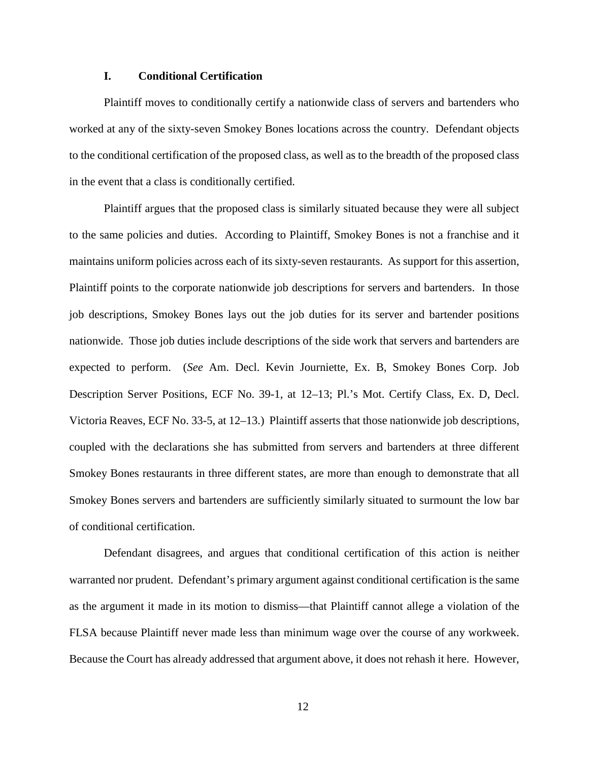## I. Conditional Certification

Plaintiff moves to conditionally certify a nationwide class of servers and bartenders who worked at any of the sixty-seven Smokey Bones locations across the country. Defendant objects to the conditional certification of the proposed class, as well as to the breadth of the proposed class in the event that a class is conditionally certified.

Plaintiff argues that the proposed class is similarly situated because they were all subject to the same policies and duties. According to Plaintiff, Smokey Bones is not a franchise and it maintains uniform policies across each of its sixty-seven restaurants. As support for this assertion, Plaintiff points to the corporate nationwide job descriptions for servers and bartenders. In those job descriptions, Smokey Bones lays out the job duties for its server and bartender positions nationwide. Those job duties include descriptions of the side work that servers and bartenders are expected to perform. (*See* Am. Decl. Kevin Journiette, Ex. B, Smokey Bones Corp. Job Description Server Positions, ECF No. 39-1, at 12–13; Pl.'s Mot. Certify Class, Ex. D, Decl. Victoria Reaves, ECF No. 33-5, at 12–13.) Plaintiff asserts that those nationwide job descriptions, coupled with the declarations she has submitted from servers and bartenders at three different Smokey Bones restaurants in three different states, are more than enough to demonstrate that all Smokey Bones servers and bartenders are sufficiently similarly situated to surmount the low bar of conditional certification.

Defendant disagrees, and argues that conditional certification of this action is neither warranted nor prudent. Defendant's primary argument against conditional certification is the same as the argument it made in its motion to dismiss—that Plaintiff cannot allege a violation of the FLSA because Plaintiff never made less than minimum wage over the course of any workweek. Because the Court has already addressed that argument above, it does not rehash it here. However,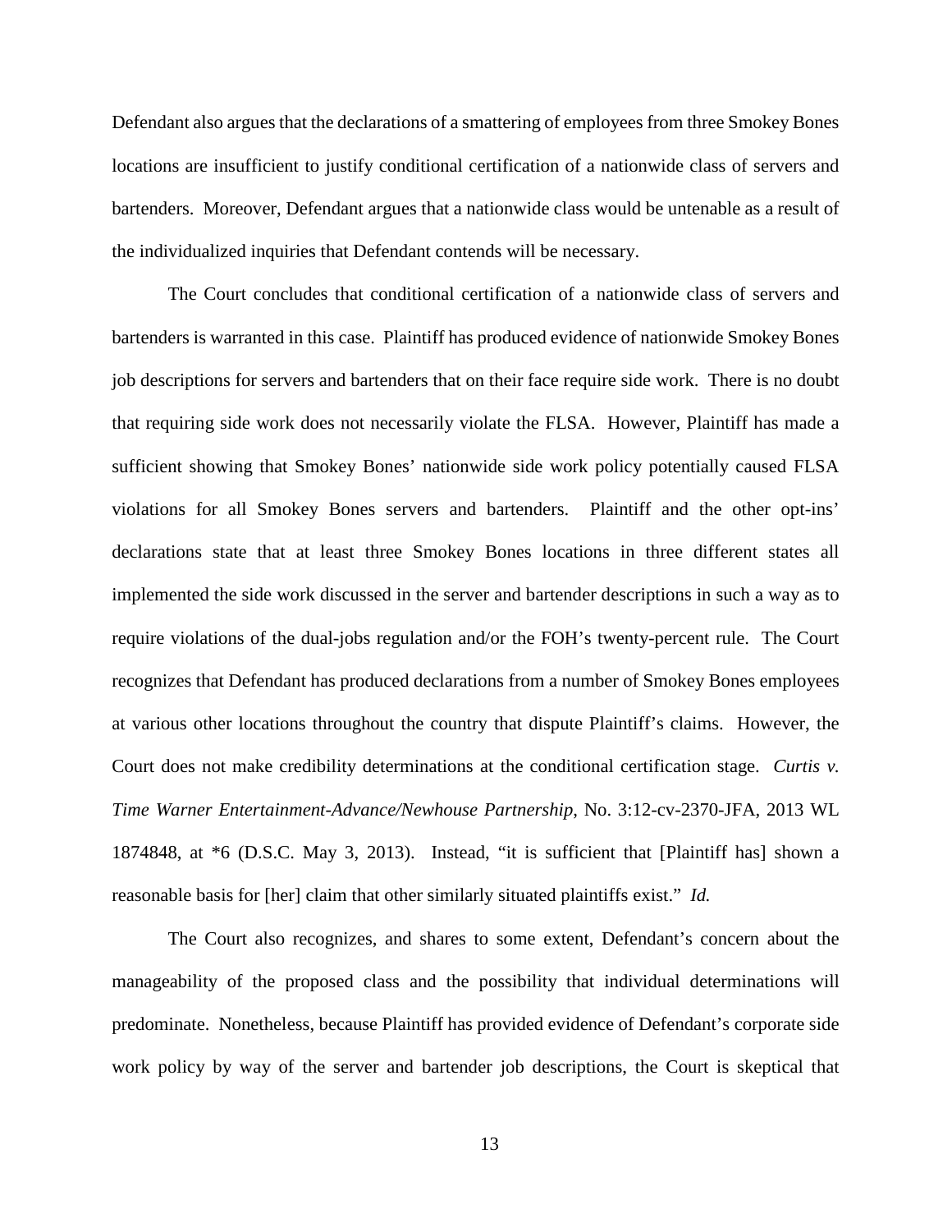Defendant also argues that the declarations of a smattering of employees from three Smokey Bones locations are insufficient to justify conditional certification of a nationwide class of servers and bartenders. Moreover, Defendant argues that a nationwide class would be untenable as a result of the individualized inquiries that Defendant contends will be necessary.

The Court concludes that conditional certification of a nationwide class of servers and bartenders is warranted in this case. Plaintiff has produced evidence of nationwide Smokey Bones job descriptions for servers and bartenders that on their face require side work. There is no doubt that requiring side work does not necessarily violate the FLSA. However, Plaintiff has made a sufficient showing that Smokey Bones' nationwide side work policy potentially caused FLSA violations for all Smokey Bones servers and bartenders. Plaintiff and the other opt-ins' declarations state that at least three Smokey Bones locations in three different states all implemented the side work discussed in the server and bartender descriptions in such a way as to require violations of the dual-jobs regulation and/or the FOH's twenty-percent rule. The Court recognizes that Defendant has produced declarations from a number of Smokey Bones employees at various other locations throughout the country that dispute Plaintiff's claims. However, the Court does not make credibility determinations at the conditional certification stage. *Curtis v. Time Warner Entertainment-Advance/Newhouse Partnership*, No. 3:12-cv-2370-JFA, 2013 WL 1874848, at *6 (D.S.C. May 3, 2013). Instead, "it is sufficient that [Plaintiff has] shown a reasonable basis for [her] claim that other similarly situated plaintiffs exist." *Id.*

The Court also recognizes, and shares to some extent, Defendant's concern about the manageability of the proposed class and the possibility that individual determinations will predominate. Nonetheless, because Plaintiff has provided evidence of Defendant's corporate side work policy by way of the server and bartender job descriptions, the Court is skeptical that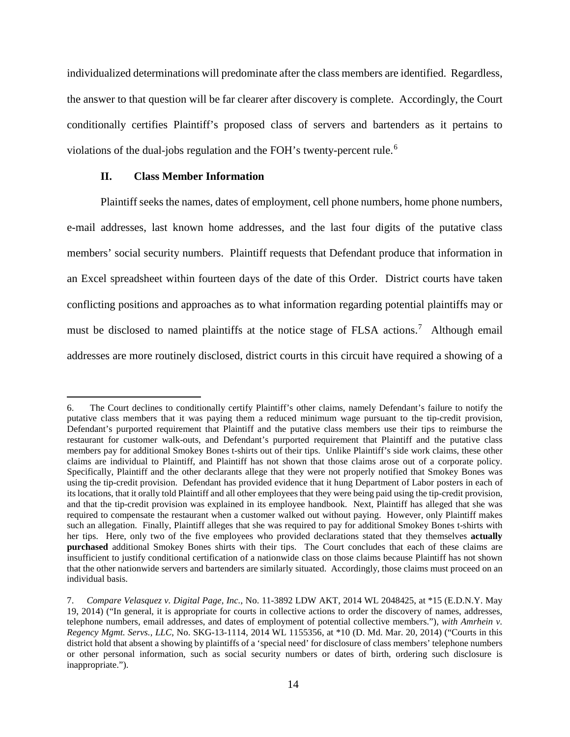individualized determinations will predominate after the class members are identified. Regardless, the answer to that question will be far clearer after discovery is complete. Accordingly, the Court conditionally certifies Plaintiff's proposed class of servers and bartenders as it pertains to violations of the dual-jobs regulation and the FOH's twenty-percent rule.[6]

### II. Class Member Information

Plaintiff seeks the names, dates of employment, cell phone numbers, home phone numbers, e-mail addresses, last known home addresses, and the last four digits of the putative class members' social security numbers. Plaintiff requests that Defendant produce that information in an Excel spreadsheet within fourteen days of the date of this Order. District courts have taken conflicting positions and approaches as to what information regarding potential plaintiffs may or must be disclosed to named plaintiffs at the notice stage of FLSA actions.[7] Although email addresses are more routinely disclosed, district courts in this circuit have required a showing of a

---

6. The Court declines to conditionally certify Plaintiff's other claims, namely Defendant's failure to notify the putative class members that it was paying them a reduced minimum wage pursuant to the tip-credit provision, Defendant's purported requirement that Plaintiff and the putative class members use their tips to reimburse the restaurant for customer walk-outs, and Defendant's purported requirement that Plaintiff and the putative class members pay for additional Smokey Bones t-shirts out of their tips. Unlike Plaintiff's side work claims, these other claims are individual to Plaintiff, and Plaintiff has not shown that those claims arose out of a corporate policy. Specifically, Plaintiff and the other declarants allege that they were not properly notified that Smokey Bones was using the tip-credit provision. Defendant has provided evidence that it hung Department of Labor posters in each of its locations, that it orally told Plaintiff and all other employees that they were being paid using the tip-credit provision, and that the tip-credit provision was explained in its employee handbook. Next, Plaintiff has alleged that she was required to compensate the restaurant when a customer walked out without paying. However, only Plaintiff makes such an allegation. Finally, Plaintiff alleges that she was required to pay for additional Smokey Bones t-shirts with her tips. Here, only two of the five employees who provided declarations stated that they themselves **actually purchased** additional Smokey Bones shirts with their tips. The Court concludes that each of these claims are insufficient to justify conditional certification of a nationwide class on those claims because Plaintiff has not shown that the other nationwide servers and bartenders are similarly situated. Accordingly, those claims must proceed on an individual basis.

7. *Compare Velasquez v. Digital Page, Inc.*, No. 11-3892 LDW AKT, 2014 WL 2048425, at *15 (E.D.N.Y. May 19, 2014) ("In general, it is appropriate for courts in collective actions to order the discovery of names, addresses, telephone numbers, email addresses, and dates of employment of potential collective members."), *with Amrhein v. Regency Mgmt. Servs., LLC*, No. SKG-13-1114, 2014 WL 1155356, at *10 (D. Md. Mar. 20, 2014) ("Courts in this district hold that absent a showing by plaintiffs of a 'special need' for disclosure of class members' telephone numbers or other personal information, such as social security numbers or dates of birth, ordering such disclosure is inappropriate.").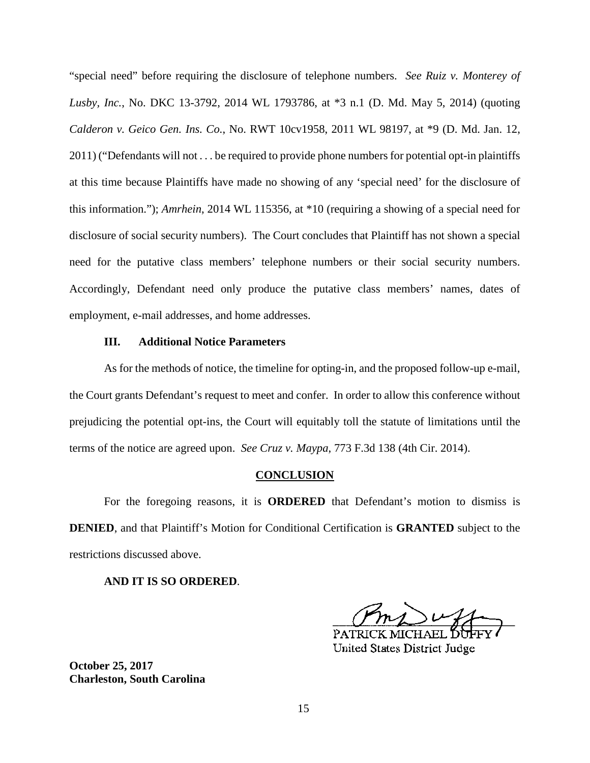"special need" before requiring the disclosure of telephone numbers. *See Ruiz v. Monterey of Lusby, Inc.*, No. DKC 13-3792, 2014 WL 1793786, at *3 n.1 (D. Md. May 5, 2014) (quoting *Calderon v. Geico Gen. Ins. Co.*, No. RWT 10cv1958, 2011 WL 98197, at *9 (D. Md. Jan. 12, 2011) ("Defendants will not . . . be required to provide phone numbers for potential opt-in plaintiffs at this time because Plaintiffs have made no showing of any 'special need' for the disclosure of this information."); *Amrhein*, 2014 WL 115356, at *10 (requiring a showing of a special need for disclosure of social security numbers). The Court concludes that Plaintiff has not shown a special need for the putative class members' telephone numbers or their social security numbers. Accordingly, Defendant need only produce the putative class members' names, dates of employment, e-mail addresses, and home addresses.

### III. Additional Notice Parameters

As for the methods of notice, the timeline for opting-in, and the proposed follow-up e-mail, the Court grants Defendant's request to meet and confer. In order to allow this conference without prejudicing the potential opt-ins, the Court will equitably toll the statute of limitations until the terms of the notice are agreed upon. *See Cruz v. Maypa*, 773 F.3d 138 (4th Cir. 2014).

## CONCLUSION

For the foregoing reasons, it is **ORDERED** that Defendant's motion to dismiss is **DENIED**, and that Plaintiff's Motion for Conditional Certification is **GRANTED** subject to the restrictions discussed above.

**AND IT IS SO ORDERED**.

PATRICK MICHAEL DUFFY
United States District Judge

**October 25, 2017**
**Charleston, South Carolina**